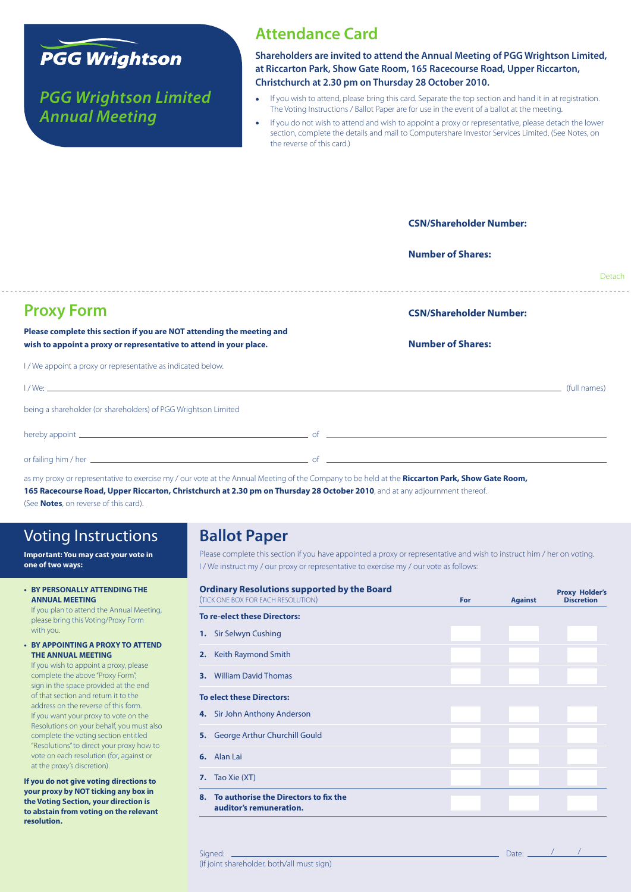**PGG Wrightson**

*PGG Wrightson Limited Annual Meeting*

# Attendance Card

**Shareholders are invited to attend the Annual Meeting of PGG Wrightson Limited, at Riccarton Park, Show Gate Room, 165 Racecourse Road, Upper Riccarton, Christchurch at 2.30 pm on Thursday 28 October 2010.**

- If you wish to attend, please bring this card. Separate the top section and hand it in at registration. The Voting Instructions / Ballot Paper are for use in the event of a ballot at the meeting.
- If you do not wish to attend and wish to appoint a proxy or representative, please detach the lower section, complete the details and mail to Computershare Investor Services Limited. (See Notes, on the reverse of this card.)

**CSN/Shareholder Number:**

**Number of Shares:**

Detach

---

# Proxy Form

**CSN/Shareholder Number:**

**Number of Shares:**

**Please complete this section if you are NOT attending the meeting and wish to appoint a proxy or representative to attend in your place.**

I / We appoint a proxy or representative as indicated below.

I / We: ____________________ (full names)

being a shareholder (or shareholders) of PGG Wrightson Limited

hereby appoint ____________________ of ____________________

or failing him / her ____________________ of ____________________

as my proxy or representative to exercise my / our vote at the Annual Meeting of the Company to be held at the **Riccarton Park, Show Gate Room, 165 Racecourse Road, Upper Riccarton, Christchurch at 2.30 pm on Thursday 28 October 2010**, and at any adjournment thereof. (See **Notes**, on reverse of this card).

## Voting Instructions

**Important: You may cast your vote in one of two ways:**

- **BY PERSONALLY ATTENDING THE ANNUAL MEETING**
  If you plan to attend the Annual Meeting, please bring this Voting/Proxy Form with you.
- **BY APPOINTING A PROXY TO ATTEND THE ANNUAL MEETING**
  If you wish to appoint a proxy, please complete the above "Proxy Form", sign in the space provided at the end of that section and return it to the address on the reverse of this form. If you want your proxy to vote on the Resolutions on your behalf, you must also complete the voting section entitled "Resolutions" to direct your proxy how to vote on each resolution (for, against or at the proxy's discretion).

**If you do not give voting directions to your proxy by NOT ticking any box in the Voting Section, your direction is to abstain from voting on the relevant resolution.**

## Ballot Paper

Please complete this section if you have appointed a proxy or representative and wish to instruct him / her on voting. I / We instruct my / our proxy or representative to exercise my / our vote as follows:

| **Ordinary Resolutions supported by the Board** (TICK ONE BOX FOR EACH RESOLUTION) | For | Against | Proxy Holder's Discretion |
|---|---|---|---|
| **To re-elect these Directors:** | | | |
| **1.** Sir Selwyn Cushing | | | |
| **2.** Keith Raymond Smith | | | |
| **3.** William David Thomas | | | |
| **To elect these Directors:** | | | |
| **4.** Sir John Anthony Anderson | | | |
| **5.** George Arthur Churchill Gould | | | |
| **6.** Alan Lai | | | |
| **7.** Tao Xie (XT) | | | |
| **8. To authorise the Directors to fix the auditor's remuneration.** | | | |

Signed: ____________________ Date: ___ / ___ / ___

(if joint shareholder, both/all must sign)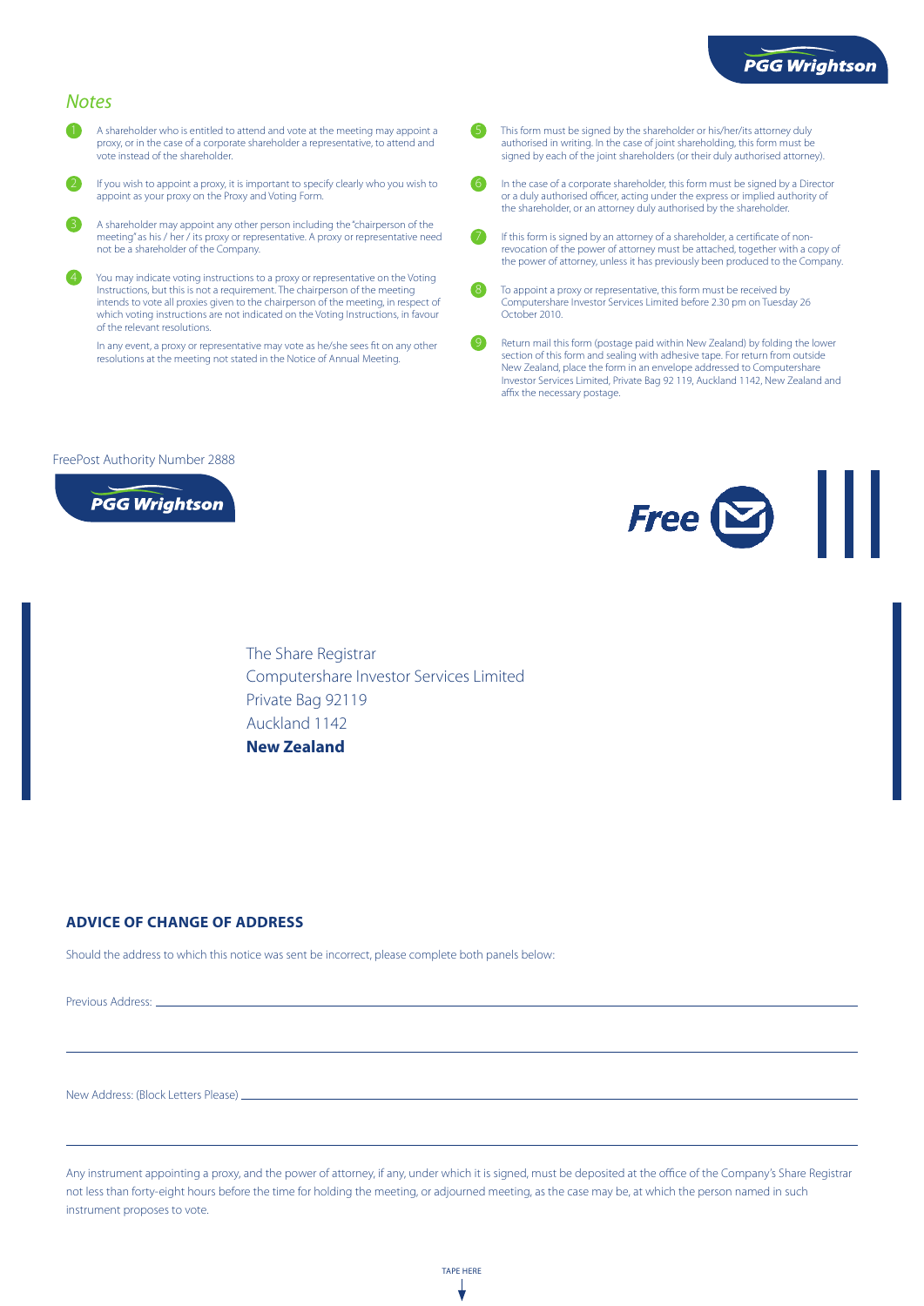PGG Wrightson

## Notes

1. A shareholder who is entitled to attend and vote at the meeting may appoint a proxy, or in the case of a corporate shareholder a representative, to attend and vote instead of the shareholder.
2. If you wish to appoint a proxy, it is important to specify clearly who you wish to appoint as your proxy on the Proxy and Voting Form.
3. A shareholder may appoint any other person including the "chairperson of the meeting" as his / her / its proxy or representative. A proxy or representative need not be a shareholder of the Company.
4. You may indicate voting instructions to a proxy or representative on the Voting Instructions, but this is not a requirement. The chairperson of the meeting intends to vote all proxies given to the chairperson of the meeting, in respect of which voting instructions are not indicated on the Voting Instructions, in favour of the relevant resolutions.

   In any event, a proxy or representative may vote as he/she sees fit on any other resolutions at the meeting not stated in the Notice of Annual Meeting.
5. This form must be signed by the shareholder or his/her/its attorney duly authorised in writing. In the case of joint shareholding, this form must be signed by each of the joint shareholders (or their duly authorised attorney).
6. In the case of a corporate shareholder, this form must be signed by a Director or a duly authorised officer, acting under the express or implied authority of the shareholder, or an attorney duly authorised by the shareholder.
7. If this form is signed by an attorney of a shareholder, a certificate of non-revocation of the power of attorney must be attached, together with a copy of the power of attorney, unless it has previously been produced to the Company.
8. To appoint a proxy or representative, this form must be received by Computershare Investor Services Limited before 2.30 pm on Tuesday 26 October 2010.
9. Return mail this form (postage paid within New Zealand) by folding the lower section of this form and sealing with adhesive tape. For return from outside New Zealand, place the form in an envelope addressed to Computershare Investor Services Limited, Private Bag 92 119, Auckland 1142, New Zealand and affix the necessary postage.

FreePost Authority Number 2888

PGG Wrightson

Free

The Share Registrar
Computershare Investor Services Limited
Private Bag 92119
Auckland 1142
**New Zealand**

## ADVICE OF CHANGE OF ADDRESS

Should the address to which this notice was sent be incorrect, please complete both panels below:

Previous Address: ______________________________

______________________________

New Address: (Block Letters Please) ______________________________

______________________________

Any instrument appointing a proxy, and the power of attorney, if any, under which it is signed, must be deposited at the office of the Company's Share Registrar not less than forty-eight hours before the time for holding the meeting, or adjourned meeting, as the case may be, at which the person named in such instrument proposes to vote.

TAPE HERE